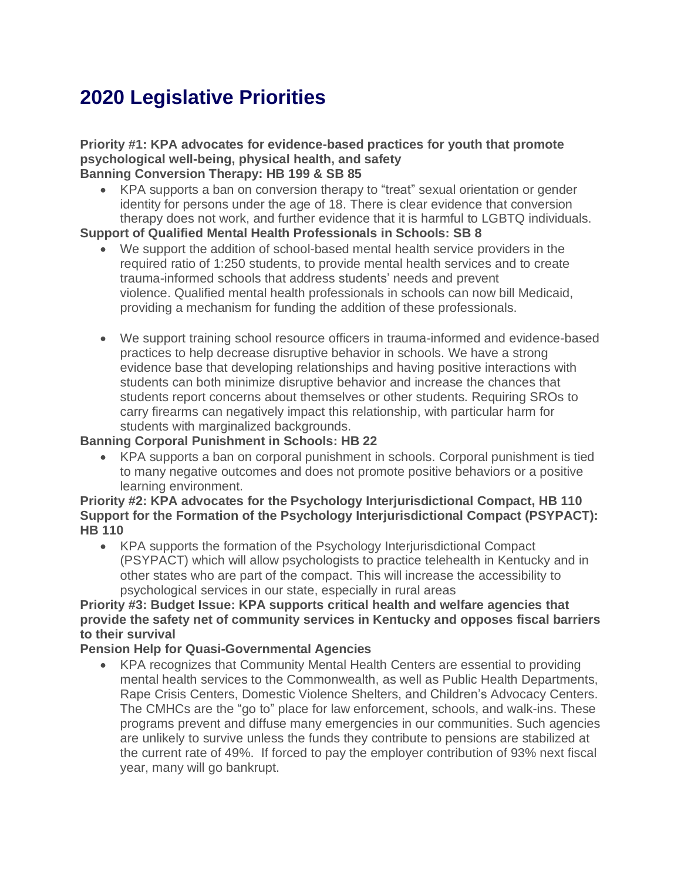# 2020 Legislative Priorities

**Priority #1: KPA advocates for evidence-based practices for youth that promote psychological well-being, physical health, and safety**
**Banning Conversion Therapy: HB 199 & SB 85**

- KPA supports a ban on conversion therapy to "treat" sexual orientation or gender identity for persons under the age of 18. There is clear evidence that conversion therapy does not work, and further evidence that it is harmful to LGBTQ individuals.

**Support of Qualified Mental Health Professionals in Schools: SB 8**

- We support the addition of school-based mental health service providers in the required ratio of 1:250 students, to provide mental health services and to create trauma-informed schools that address students' needs and prevent violence. Qualified mental health professionals in schools can now bill Medicaid, providing a mechanism for funding the addition of these professionals.

- We support training school resource officers in trauma-informed and evidence-based practices to help decrease disruptive behavior in schools. We have a strong evidence base that developing relationships and having positive interactions with students can both minimize disruptive behavior and increase the chances that students report concerns about themselves or other students. Requiring SROs to carry firearms can negatively impact this relationship, with particular harm for students with marginalized backgrounds.

**Banning Corporal Punishment in Schools: HB 22**

- KPA supports a ban on corporal punishment in schools. Corporal punishment is tied to many negative outcomes and does not promote positive behaviors or a positive learning environment.

**Priority #2: KPA advocates for the Psychology Interjurisdictional Compact, HB 110**
**Support for the Formation of the Psychology Interjurisdictional Compact (PSYPACT): HB 110**

- KPA supports the formation of the Psychology Interjurisdictional Compact (PSYPACT) which will allow psychologists to practice telehealth in Kentucky and in other states who are part of the compact. This will increase the accessibility to psychological services in our state, especially in rural areas

**Priority #3: Budget Issue: KPA supports critical health and welfare agencies that provide the safety net of community services in Kentucky and opposes fiscal barriers to their survival**
**Pension Help for Quasi-Governmental Agencies**

- KPA recognizes that Community Mental Health Centers are essential to providing mental health services to the Commonwealth, as well as Public Health Departments, Rape Crisis Centers, Domestic Violence Shelters, and Children's Advocacy Centers. The CMHCs are the "go to" place for law enforcement, schools, and walk-ins. These programs prevent and diffuse many emergencies in our communities. Such agencies are unlikely to survive unless the funds they contribute to pensions are stabilized at the current rate of 49%. If forced to pay the employer contribution of 93% next fiscal year, many will go bankrupt.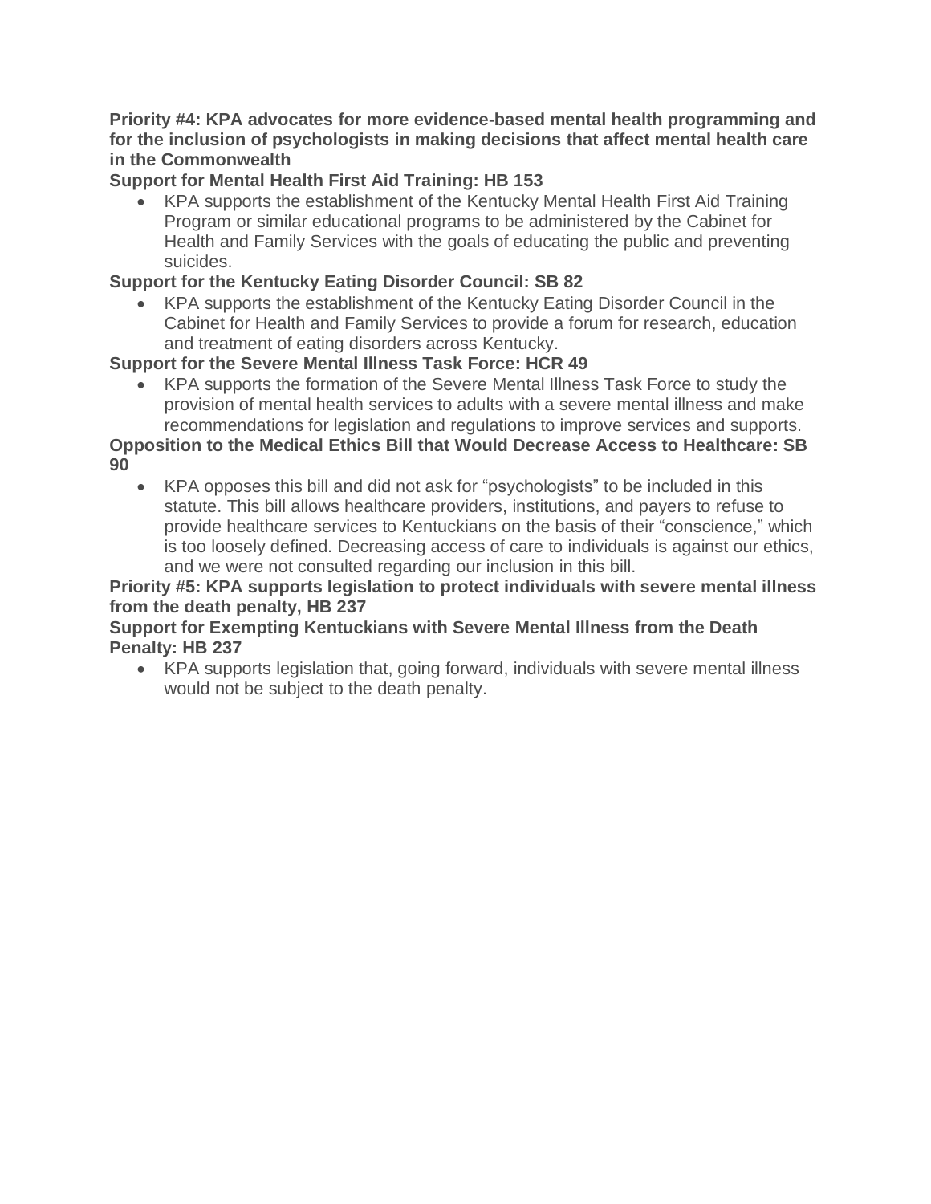**Priority #4: KPA advocates for more evidence-based mental health programming and for the inclusion of psychologists in making decisions that affect mental health care in the Commonwealth**

**Support for Mental Health First Aid Training: HB 153**

- KPA supports the establishment of the Kentucky Mental Health First Aid Training Program or similar educational programs to be administered by the Cabinet for Health and Family Services with the goals of educating the public and preventing suicides.

**Support for the Kentucky Eating Disorder Council: SB 82**

- KPA supports the establishment of the Kentucky Eating Disorder Council in the Cabinet for Health and Family Services to provide a forum for research, education and treatment of eating disorders across Kentucky.

**Support for the Severe Mental Illness Task Force: HCR 49**

- KPA supports the formation of the Severe Mental Illness Task Force to study the provision of mental health services to adults with a severe mental illness and make recommendations for legislation and regulations to improve services and supports.

**Opposition to the Medical Ethics Bill that Would Decrease Access to Healthcare: SB 90**

- KPA opposes this bill and did not ask for "psychologists" to be included in this statute. This bill allows healthcare providers, institutions, and payers to refuse to provide healthcare services to Kentuckians on the basis of their "conscience," which is too loosely defined. Decreasing access of care to individuals is against our ethics, and we were not consulted regarding our inclusion in this bill.

**Priority #5: KPA supports legislation to protect individuals with severe mental illness from the death penalty, HB 237**

**Support for Exempting Kentuckians with Severe Mental Illness from the Death Penalty: HB 237**

- KPA supports legislation that, going forward, individuals with severe mental illness would not be subject to the death penalty.